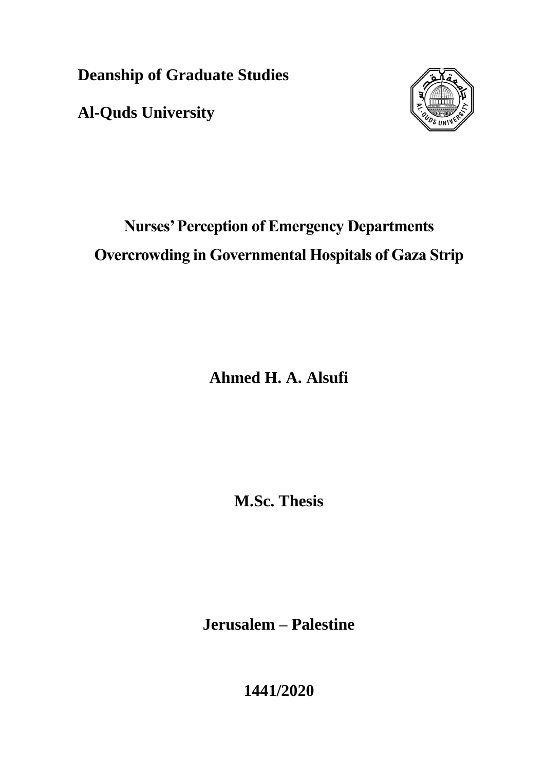**Deanship of Graduate Studies**

**Al-Quds University**

# Nurses' Perception of Emergency Departments Overcrowding in Governmental Hospitals of Gaza Strip

**Ahmed H. A. Alsufi**

**M.Sc. Thesis**

**Jerusalem – Palestine**

**1441/2020**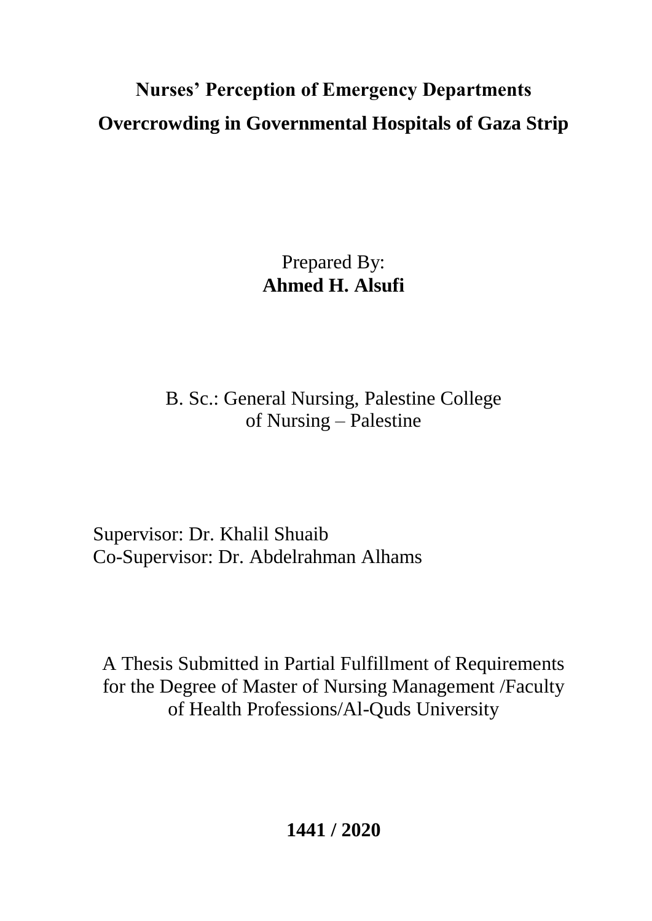# Nurses' Perception of Emergency Departments Overcrowding in Governmental Hospitals of Gaza Strip

Prepared By:
**Ahmed H. Alsufi**

B. Sc.: General Nursing, Palestine College of Nursing – Palestine

Supervisor: Dr. Khalil Shuaib
Co-Supervisor: Dr. Abdelrahman Alhams

A Thesis Submitted in Partial Fulfillment of Requirements for the Degree of Master of Nursing Management /Faculty of Health Professions/Al-Quds University

**1441 / 2020**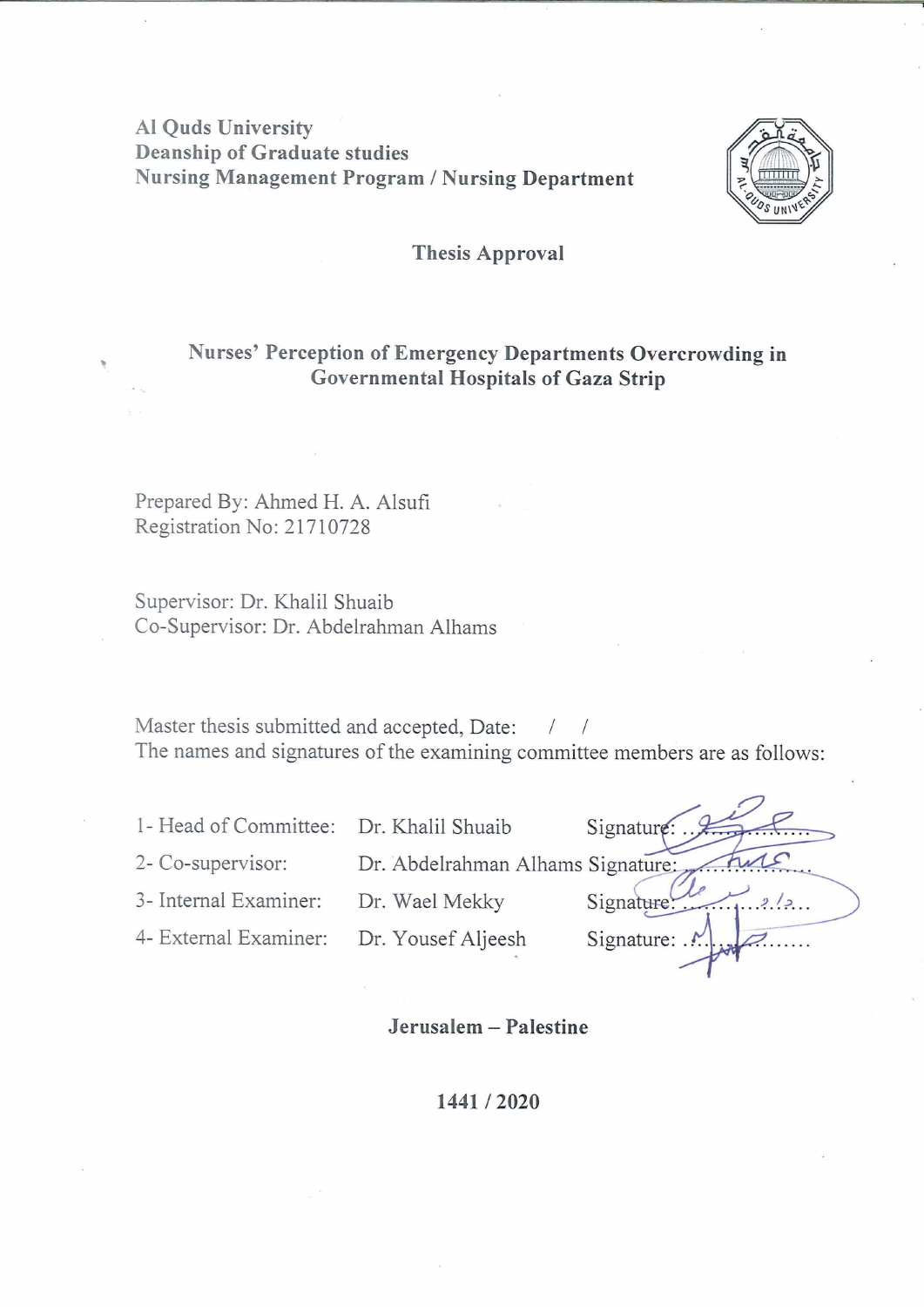Al Quds University
Deanship of Graduate studies
Nursing Management Program / Nursing Department

## Thesis Approval

## Nurses' Perception of Emergency Departments Overcrowding in Governmental Hospitals of Gaza Strip

Prepared By: Ahmed H. A. Alsufi
Registration No: 21710728

Supervisor: Dr. Khalil Shuaib
Co-Supervisor: Dr. Abdelrahman Alhams

Master thesis submitted and accepted, Date: / /
The names and signatures of the examining committee members are as follows:

| | | |
|---|---|---|
| 1- Head of Committee: | Dr. Khalil Shuaib | Signature: ................ |
| 2- Co-supervisor: | Dr. Abdelrahman Alhams | Signature: ................ |
| 3- Internal Examiner: | Dr. Wael Mekky | Signature: ................ |
| 4- External Examiner: | Dr. Yousef Aljeesh | Signature: ................ |

**Jerusalem – Palestine**

**1441 / 2020**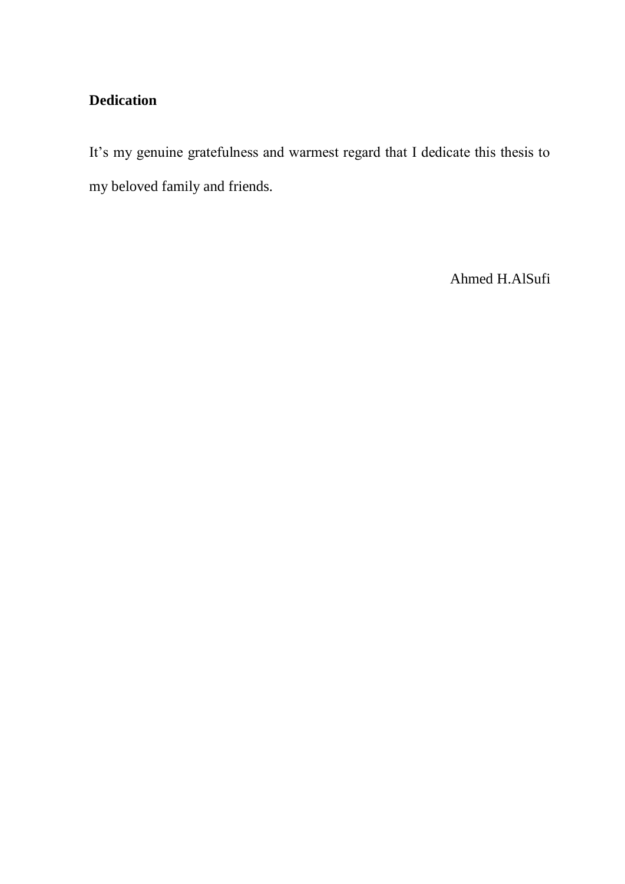## Dedication

It’s my genuine gratefulness and warmest regard that I dedicate this thesis to my beloved family and friends.

Ahmed H.AlSufi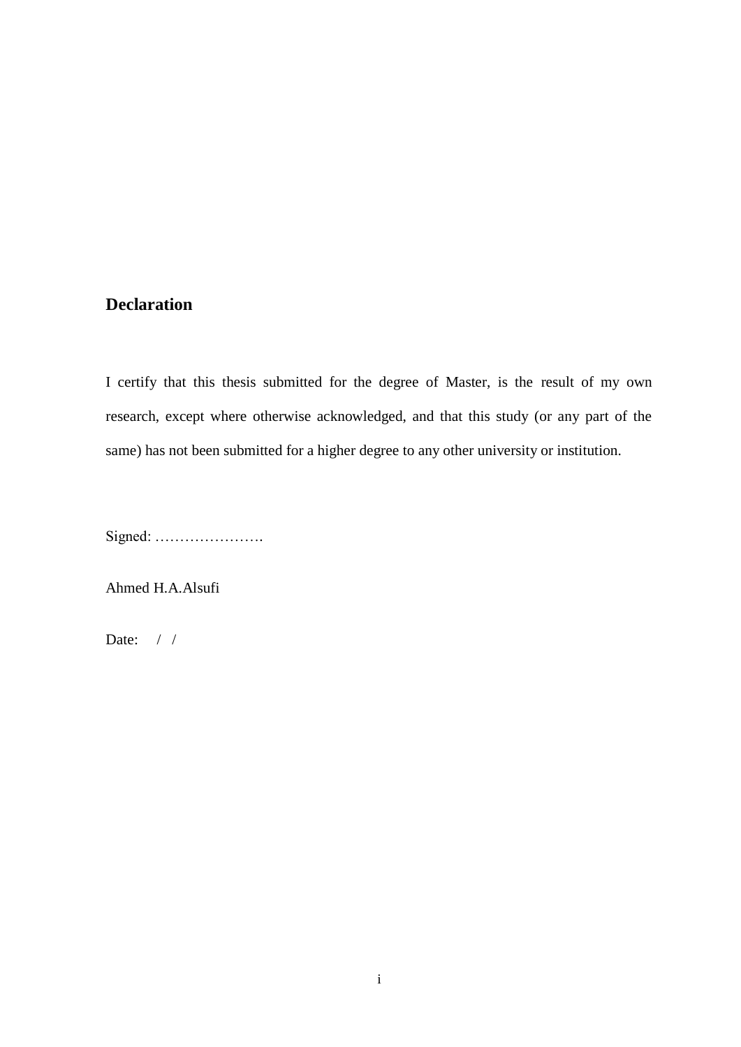## Declaration

I certify that this thesis submitted for the degree of Master, is the result of my own research, except where otherwise acknowledged, and that this study (or any part of the same) has not been submitted for a higher degree to any other university or institution.

Signed: ………………….

Ahmed H.A.Alsufi

Date: / /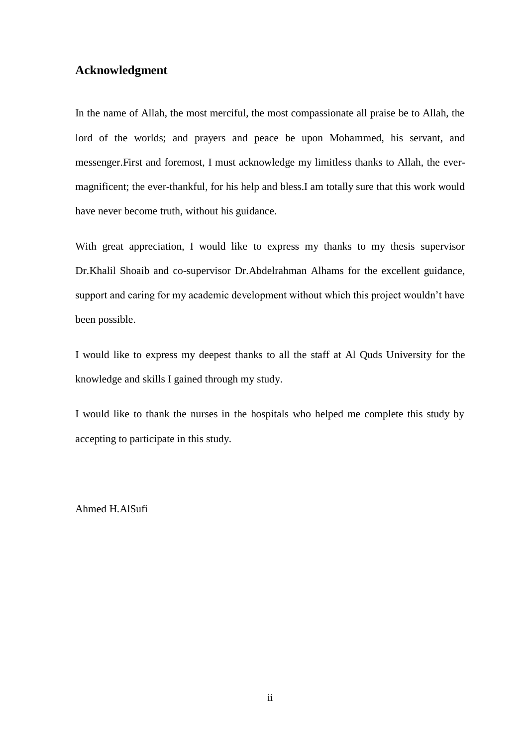## Acknowledgment

In the name of Allah, the most merciful, the most compassionate all praise be to Allah, the lord of the worlds; and prayers and peace be upon Mohammed, his servant, and messenger.First and foremost, I must acknowledge my limitless thanks to Allah, the ever-magnificent; the ever-thankful, for his help and bless.I am totally sure that this work would have never become truth, without his guidance.

With great appreciation, I would like to express my thanks to my thesis supervisor Dr.Khalil Shoaib and co-supervisor Dr.Abdelrahman Alhams for the excellent guidance, support and caring for my academic development without which this project wouldn't have been possible.

I would like to express my deepest thanks to all the staff at Al Quds University for the knowledge and skills I gained through my study.

I would like to thank the nurses in the hospitals who helped me complete this study by accepting to participate in this study.

Ahmed H.AlSufi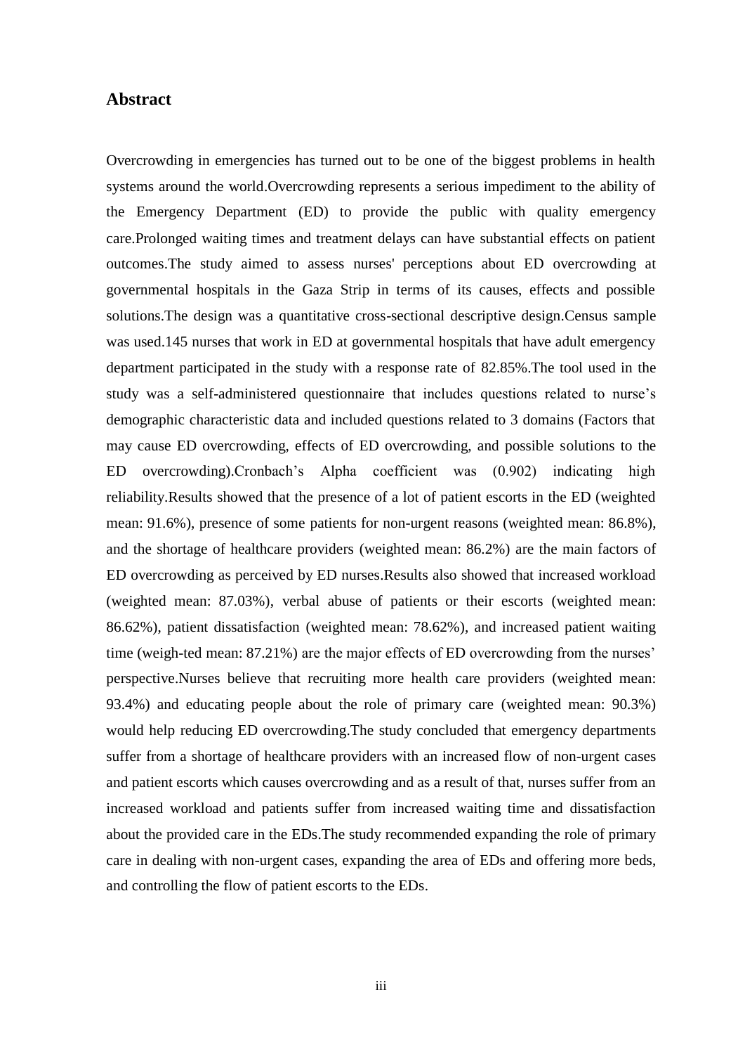## Abstract

Overcrowding in emergencies has turned out to be one of the biggest problems in health systems around the world.Overcrowding represents a serious impediment to the ability of the Emergency Department (ED) to provide the public with quality emergency care.Prolonged waiting times and treatment delays can have substantial effects on patient outcomes.The study aimed to assess nurses' perceptions about ED overcrowding at governmental hospitals in the Gaza Strip in terms of its causes, effects and possible solutions.The design was a quantitative cross-sectional descriptive design.Census sample was used.145 nurses that work in ED at governmental hospitals that have adult emergency department participated in the study with a response rate of 82.85%.The tool used in the study was a self-administered questionnaire that includes questions related to nurse's demographic characteristic data and included questions related to 3 domains (Factors that may cause ED overcrowding, effects of ED overcrowding, and possible solutions to the ED overcrowding).Cronbach's Alpha coefficient was (0.902) indicating high reliability.Results showed that the presence of a lot of patient escorts in the ED (weighted mean: 91.6%), presence of some patients for non-urgent reasons (weighted mean: 86.8%), and the shortage of healthcare providers (weighted mean: 86.2%) are the main factors of ED overcrowding as perceived by ED nurses.Results also showed that increased workload (weighted mean: 87.03%), verbal abuse of patients or their escorts (weighted mean: 86.62%), patient dissatisfaction (weighted mean: 78.62%), and increased patient waiting time (weigh-ted mean: 87.21%) are the major effects of ED overcrowding from the nurses' perspective.Nurses believe that recruiting more health care providers (weighted mean: 93.4%) and educating people about the role of primary care (weighted mean: 90.3%) would help reducing ED overcrowding.The study concluded that emergency departments suffer from a shortage of healthcare providers with an increased flow of non-urgent cases and patient escorts which causes overcrowding and as a result of that, nurses suffer from an increased workload and patients suffer from increased waiting time and dissatisfaction about the provided care in the EDs.The study recommended expanding the role of primary care in dealing with non-urgent cases, expanding the area of EDs and offering more beds, and controlling the flow of patient escorts to the EDs.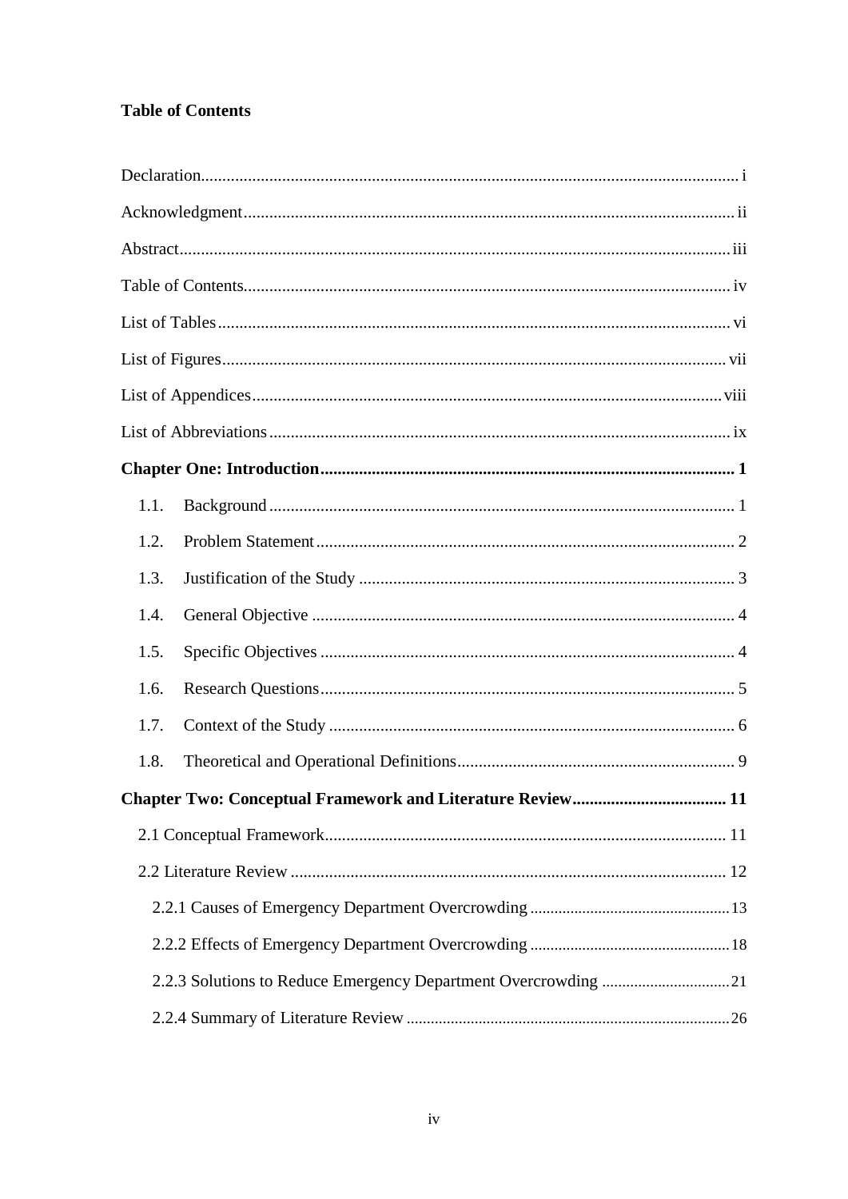**Table of Contents**

Declaration ..... i

Acknowledgment ..... ii

Abstract ..... iii

Table of Contents ..... iv

List of Tables ..... vi

List of Figures ..... vii

List of Appendices ..... viii

List of Abbreviations ..... ix

**Chapter One: Introduction ..... 1**

- 1.1. Background ..... 1
- 1.2. Problem Statement ..... 2
- 1.3. Justification of the Study ..... 3
- 1.4. General Objective ..... 4
- 1.5. Specific Objectives ..... 4
- 1.6. Research Questions ..... 5
- 1.7. Context of the Study ..... 6
- 1.8. Theoretical and Operational Definitions ..... 9

**Chapter Two: Conceptual Framework and Literature Review ..... 11**

- 2.1 Conceptual Framework ..... 11
- 2.2 Literature Review ..... 12
  - 2.2.1 Causes of Emergency Department Overcrowding ..... 13
  - 2.2.2 Effects of Emergency Department Overcrowding ..... 18
  - 2.2.3 Solutions to Reduce Emergency Department Overcrowding ..... 21
  - 2.2.4 Summary of Literature Review ..... 26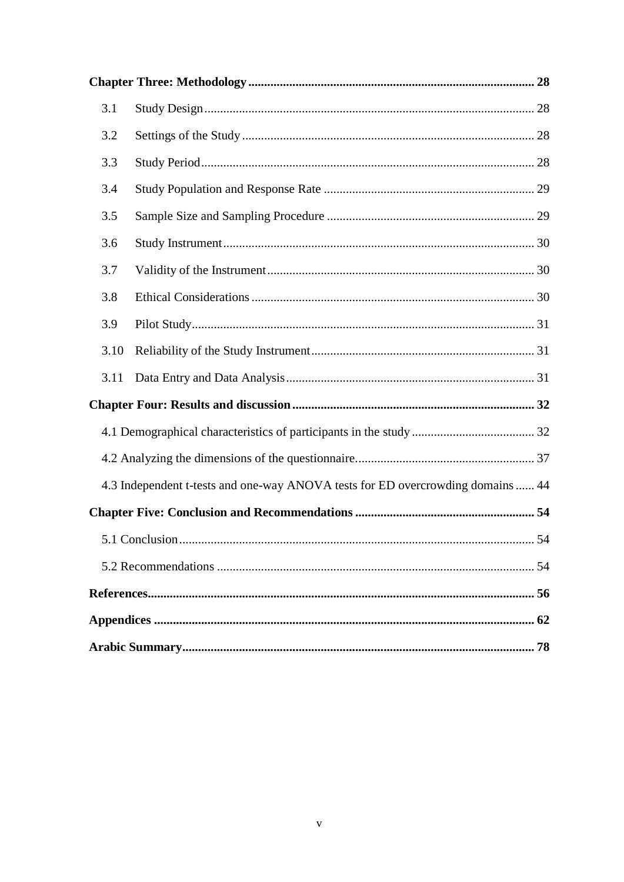**Chapter Three: Methodology** .......... 28

- 3.1 Study Design .......... 28
- 3.2 Settings of the Study .......... 28
- 3.3 Study Period .......... 28
- 3.4 Study Population and Response Rate .......... 29
- 3.5 Sample Size and Sampling Procedure .......... 29
- 3.6 Study Instrument .......... 30
- 3.7 Validity of the Instrument .......... 30
- 3.8 Ethical Considerations .......... 30
- 3.9 Pilot Study .......... 31
- 3.10 Reliability of the Study Instrument .......... 31
- 3.11 Data Entry and Data Analysis .......... 31

**Chapter Four: Results and discussion** .......... 32

- 4.1 Demographical characteristics of participants in the study .......... 32
- 4.2 Analyzing the dimensions of the questionnaire. .......... 37
- 4.3 Independent t-tests and one-way ANOVA tests for ED overcrowding domains .......... 44

**Chapter Five: Conclusion and Recommendations** .......... 54

- 5.1 Conclusion .......... 54
- 5.2 Recommendations .......... 54

**References** .......... 56

**Appendices** .......... 62

**Arabic Summary** .......... 78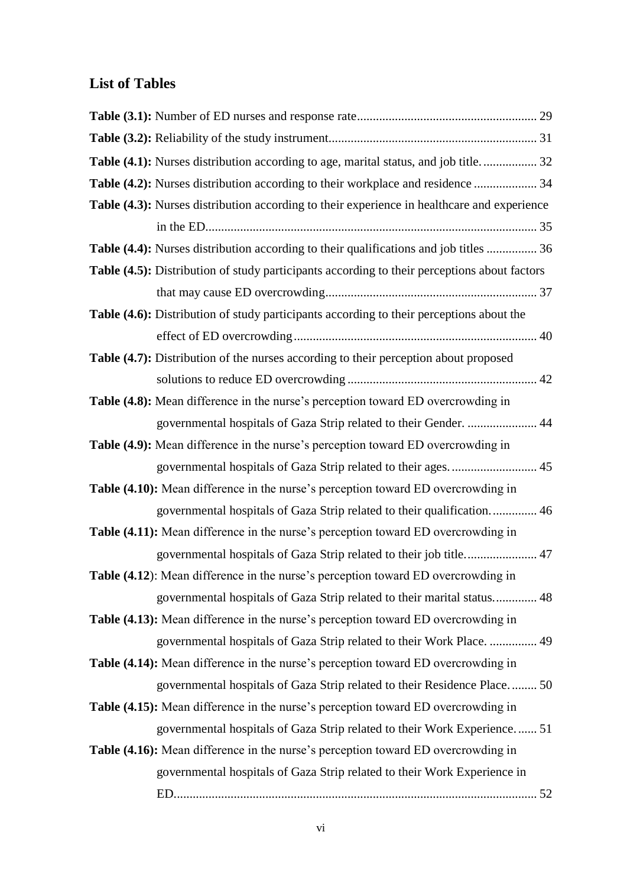## List of Tables

**Table (3.1):** Number of ED nurses and response rate........................................................ 29

**Table (3.2):** Reliability of the study instrument................................................................ 31

**Table (4.1):** Nurses distribution according to age, marital status, and job title................. 32

**Table (4.2):** Nurses distribution according to their workplace and residence .................... 34

**Table (4.3):** Nurses distribution according to their experience in healthcare and experience in the ED........................................................................................................ 35

**Table (4.4):** Nurses distribution according to their qualifications and job titles ................ 36

**Table (4.5):** Distribution of study participants according to their perceptions about factors that may cause ED overcrowding.................................................................. 37

**Table (4.6):** Distribution of study participants according to their perceptions about the effect of ED overcrowding............................................................................ 40

**Table (4.7):** Distribution of the nurses according to their perception about proposed solutions to reduce ED overcrowding ........................................................... 42

**Table (4.8):** Mean difference in the nurse's perception toward ED overcrowding in governmental hospitals of Gaza Strip related to their Gender. ...................... 44

**Table (4.9):** Mean difference in the nurse's perception toward ED overcrowding in governmental hospitals of Gaza Strip related to their ages. .......................... 45

**Table (4.10):** Mean difference in the nurse's perception toward ED overcrowding in governmental hospitals of Gaza Strip related to their qualification. .............. 46

**Table (4.11):** Mean difference in the nurse's perception toward ED overcrowding in governmental hospitals of Gaza Strip related to their job title....................... 47

**Table (4.12**): Mean difference in the nurse's perception toward ED overcrowding in governmental hospitals of Gaza Strip related to their marital status............. 48

**Table (4.13):** Mean difference in the nurse's perception toward ED overcrowding in governmental hospitals of Gaza Strip related to their Work Place. ............... 49

**Table (4.14):** Mean difference in the nurse's perception toward ED overcrowding in governmental hospitals of Gaza Strip related to their Residence Place. ........ 50

**Table (4.15):** Mean difference in the nurse's perception toward ED overcrowding in governmental hospitals of Gaza Strip related to their Work Experience. ...... 51

**Table (4.16):** Mean difference in the nurse's perception toward ED overcrowding in governmental hospitals of Gaza Strip related to their Work Experience in ED................................................................................................................. 52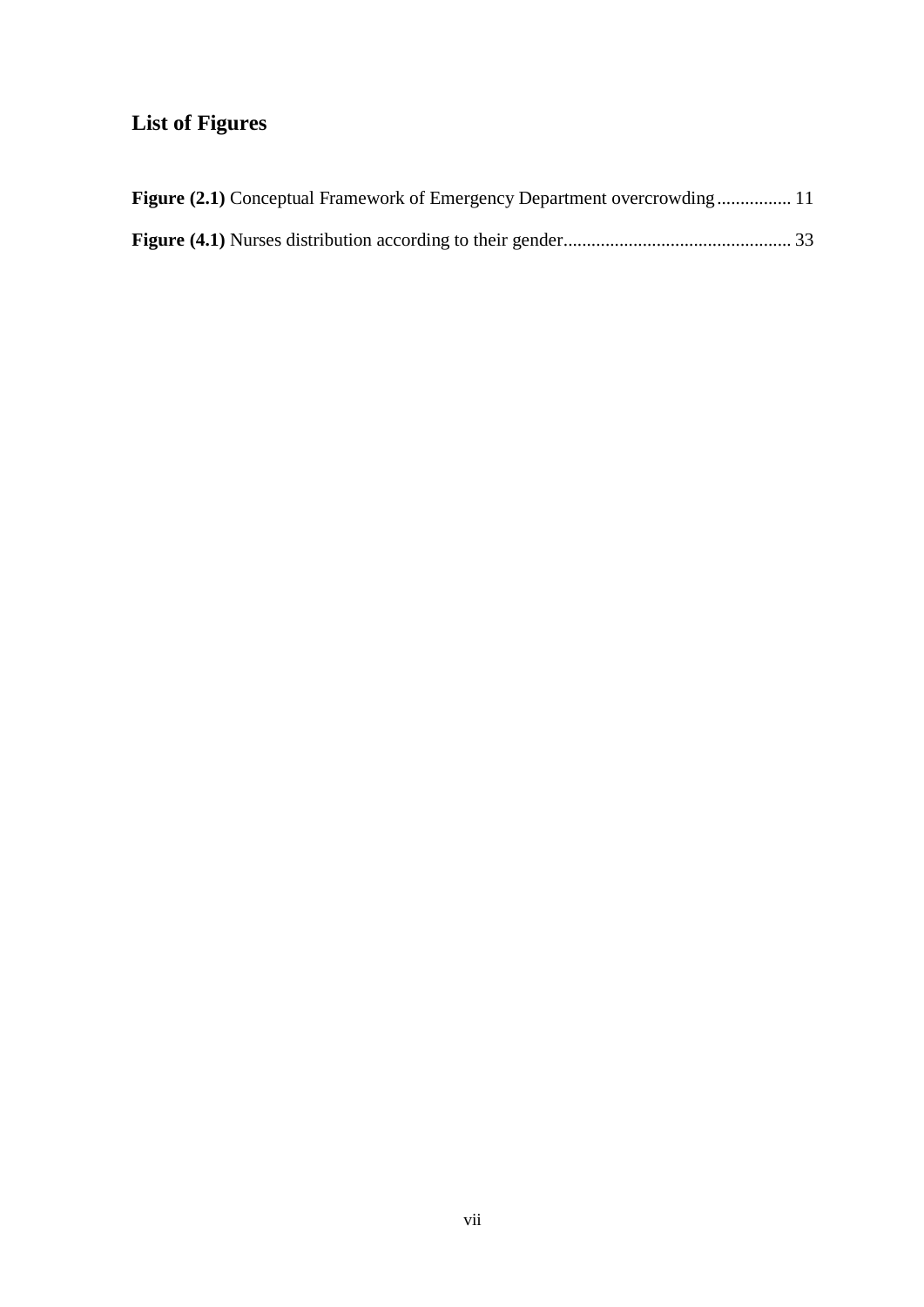# List of Figures

**Figure (2.1)** Conceptual Framework of Emergency Department overcrowding................ 11

**Figure (4.1)** Nurses distribution according to their gender................................................ 33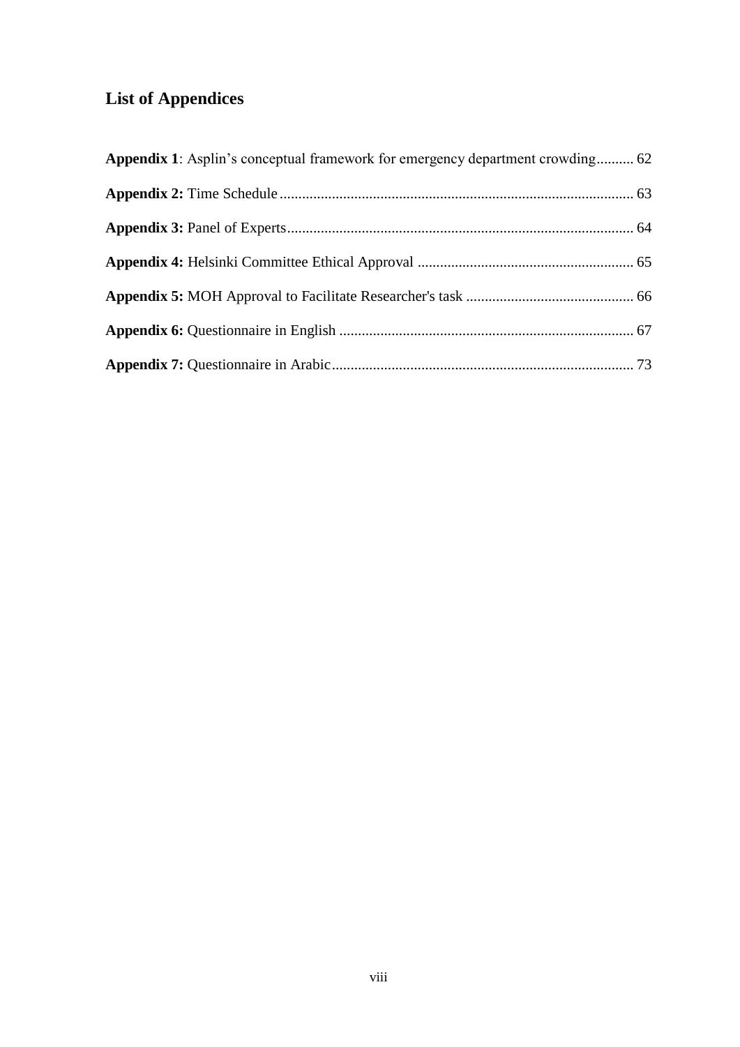# List of Appendices

**Appendix 1**: Asplin's conceptual framework for emergency department crowding.......... 62

**Appendix 2:** Time Schedule.............................................................................................. 63

**Appendix 3:** Panel of Experts............................................................................................ 64

**Appendix 4:** Helsinki Committee Ethical Approval .......................................................... 65

**Appendix 5:** MOH Approval to Facilitate Researcher's task ............................................. 66

**Appendix 6:** Questionnaire in English ............................................................................... 67

**Appendix 7:** Questionnaire in Arabic................................................................................. 73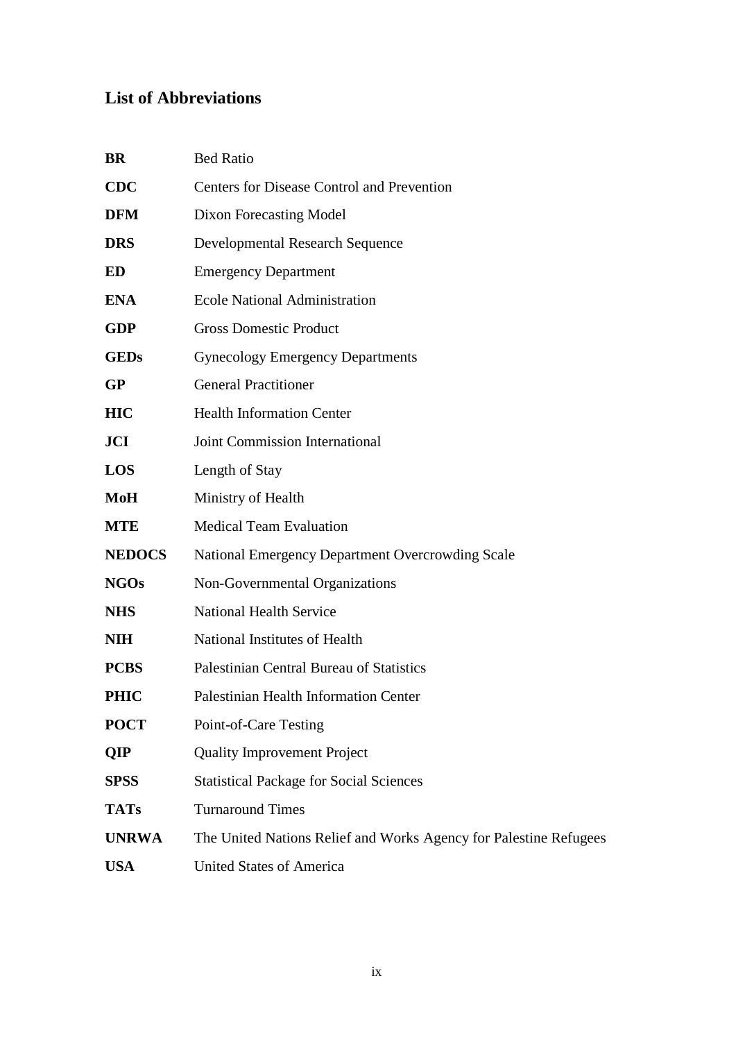## List of Abbreviations

| | |
|---|---|
| **BR** | Bed Ratio |
| **CDC** | Centers for Disease Control and Prevention |
| **DFM** | Dixon Forecasting Model |
| **DRS** | Developmental Research Sequence |
| **ED** | Emergency Department |
| **ENA** | Ecole National Administration |
| **GDP** | Gross Domestic Product |
| **GEDs** | Gynecology Emergency Departments |
| **GP** | General Practitioner |
| **HIC** | Health Information Center |
| **JCI** | Joint Commission International |
| **LOS** | Length of Stay |
| **MoH** | Ministry of Health |
| **MTE** | Medical Team Evaluation |
| **NEDOCS** | National Emergency Department Overcrowding Scale |
| **NGOs** | Non-Governmental Organizations |
| **NHS** | National Health Service |
| **NIH** | National Institutes of Health |
| **PCBS** | Palestinian Central Bureau of Statistics |
| **PHIC** | Palestinian Health Information Center |
| **POCT** | Point-of-Care Testing |
| **QIP** | Quality Improvement Project |
| **SPSS** | Statistical Package for Social Sciences |
| **TATs** | Turnaround Times |
| **UNRWA** | The United Nations Relief and Works Agency for Palestine Refugees |
| **USA** | United States of America |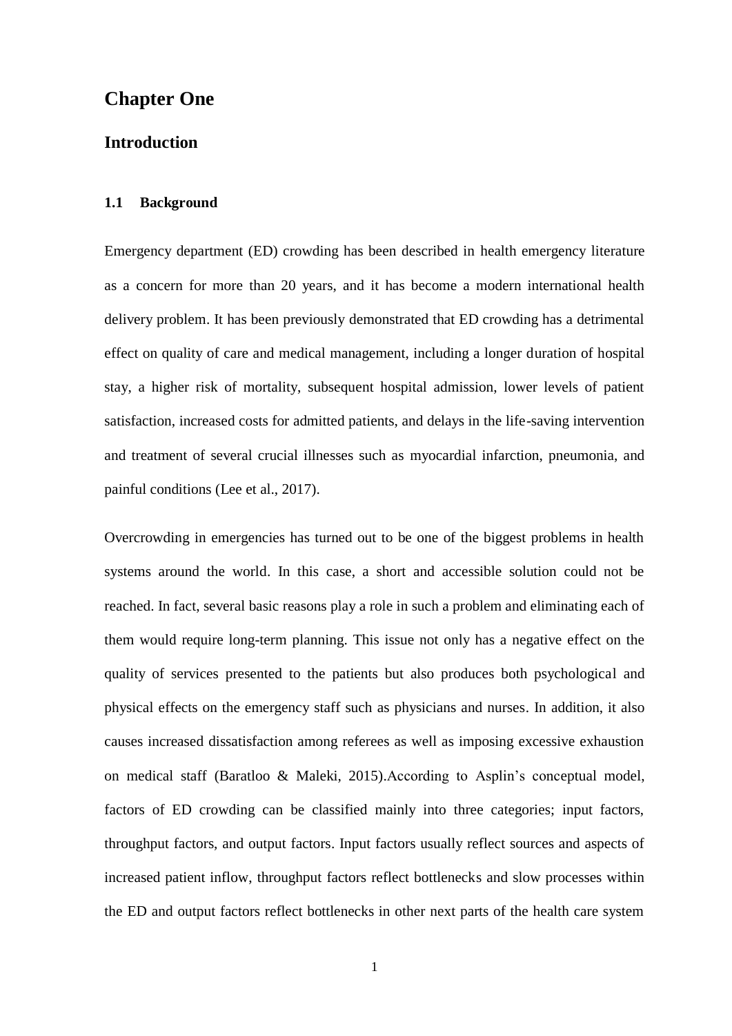# Chapter One

## Introduction

### 1.1 Background

Emergency department (ED) crowding has been described in health emergency literature as a concern for more than 20 years, and it has become a modern international health delivery problem. It has been previously demonstrated that ED crowding has a detrimental effect on quality of care and medical management, including a longer duration of hospital stay, a higher risk of mortality, subsequent hospital admission, lower levels of patient satisfaction, increased costs for admitted patients, and delays in the life-saving intervention and treatment of several crucial illnesses such as myocardial infarction, pneumonia, and painful conditions (Lee et al., 2017).

Overcrowding in emergencies has turned out to be one of the biggest problems in health systems around the world. In this case, a short and accessible solution could not be reached. In fact, several basic reasons play a role in such a problem and eliminating each of them would require long-term planning. This issue not only has a negative effect on the quality of services presented to the patients but also produces both psychological and physical effects on the emergency staff such as physicians and nurses. In addition, it also causes increased dissatisfaction among referees as well as imposing excessive exhaustion on medical staff (Baratloo & Maleki, 2015).According to Asplin's conceptual model, factors of ED crowding can be classified mainly into three categories; input factors, throughput factors, and output factors. Input factors usually reflect sources and aspects of increased patient inflow, throughput factors reflect bottlenecks and slow processes within the ED and output factors reflect bottlenecks in other next parts of the health care system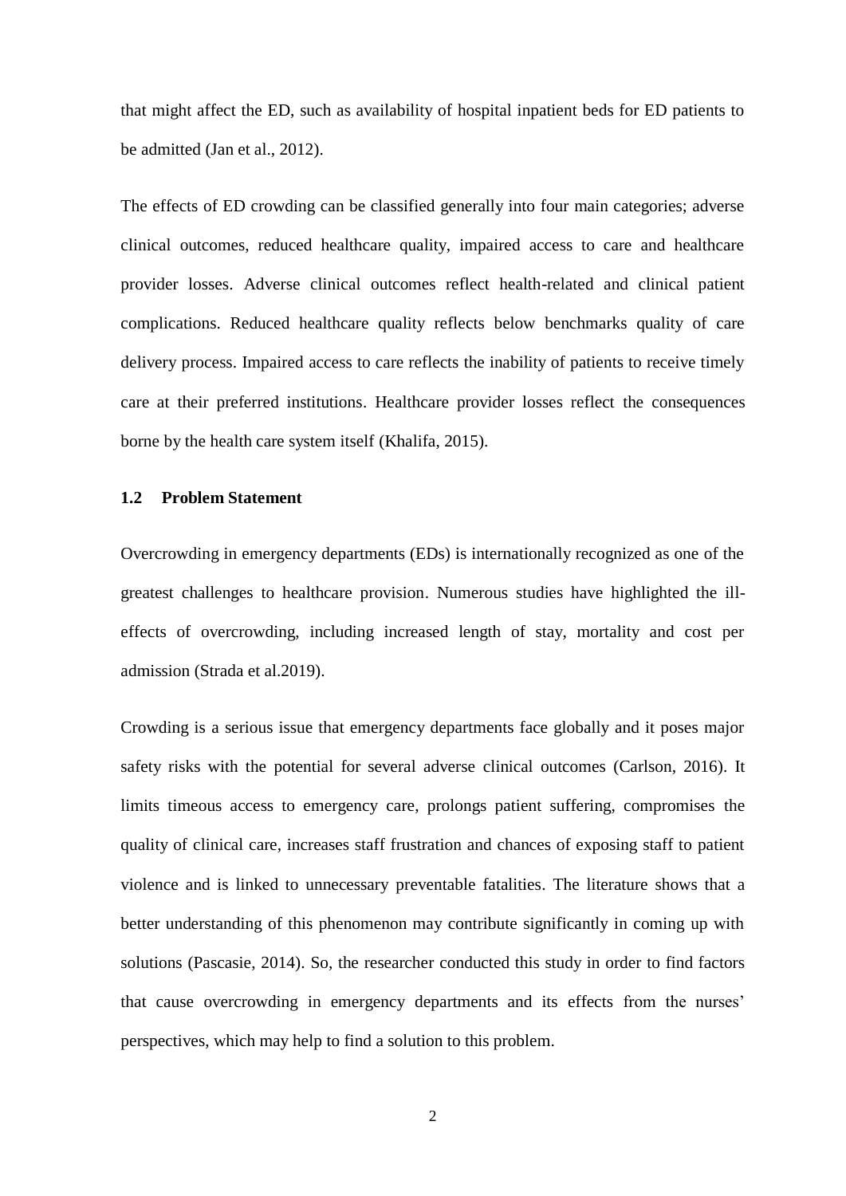that might affect the ED, such as availability of hospital inpatient beds for ED patients to be admitted (Jan et al., 2012).

The effects of ED crowding can be classified generally into four main categories; adverse clinical outcomes, reduced healthcare quality, impaired access to care and healthcare provider losses. Adverse clinical outcomes reflect health-related and clinical patient complications. Reduced healthcare quality reflects below benchmarks quality of care delivery process. Impaired access to care reflects the inability of patients to receive timely care at their preferred institutions. Healthcare provider losses reflect the consequences borne by the health care system itself (Khalifa, 2015).

### 1.2 Problem Statement

Overcrowding in emergency departments (EDs) is internationally recognized as one of the greatest challenges to healthcare provision. Numerous studies have highlighted the ill-effects of overcrowding, including increased length of stay, mortality and cost per admission (Strada et al.2019).

Crowding is a serious issue that emergency departments face globally and it poses major safety risks with the potential for several adverse clinical outcomes (Carlson, 2016). It limits timeous access to emergency care, prolongs patient suffering, compromises the quality of clinical care, increases staff frustration and chances of exposing staff to patient violence and is linked to unnecessary preventable fatalities. The literature shows that a better understanding of this phenomenon may contribute significantly in coming up with solutions (Pascasie, 2014). So, the researcher conducted this study in order to find factors that cause overcrowding in emergency departments and its effects from the nurses' perspectives, which may help to find a solution to this problem.